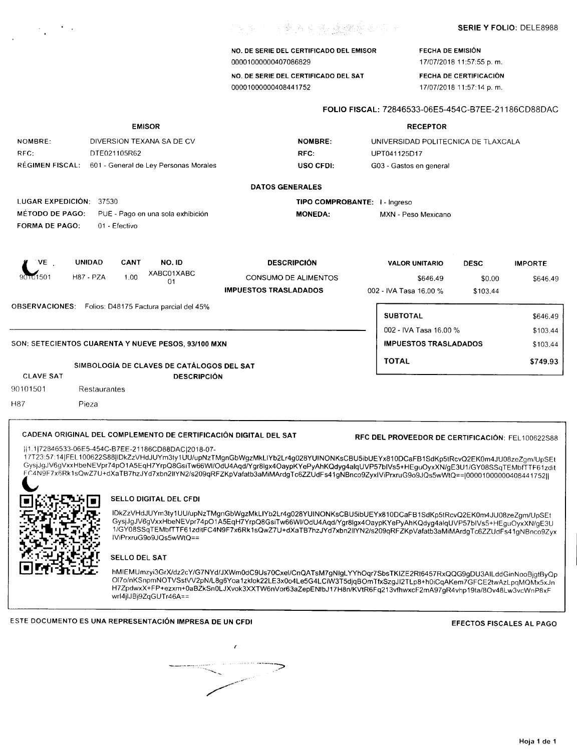**SERIE Y FOLIO:** DELE8988

| NO. DE SERIE DEL CERTIFICADO DEL EMISOR | FECHA DE EMISIÓN |
|---|---|
| 00001000000407086829 | 17/07/2018 11:57:55 p. m. |
| **NO. DE SERIE DEL CERTIFICADO DEL SAT** | **FECHA DE CERTIFICACIÓN** |
| 00001000000408441752 | 17/07/2018 11:57:14 p. m. |

**FOLIO FISCAL:** 72846533-06E5-454C-B7EE-21186CD88DAC

| EMISOR | | RECEPTOR | |
|---|---|---|---|
| NOMBRE: | DIVERSION TEXANA SA DE CV | NOMBRE: | UNIVERSIDAD POLITECNICA DE TLAXCALA |
| RFC: | DTE021105R62 | RFC: | UPT041125D17 |
| RÉGIMEN FISCAL: | 601 - General de Ley Personas Morales | USO CFDI: | G03 - Gastos en general |

## DATOS GENERALES

| | | | |
|---|---|---|---|
| LUGAR EXPEDICIÓN: | 37530 | TIPO COMPROBANTE: | I - Ingreso |
| MÉTODO DE PAGO: | PUE - Pago en una sola exhibición | MONEDA: | MXN - Peso Mexicano |
| FORMA DE PAGO: | 01 - Efectivo | | |

| CVE | UNIDAD | CANT | NO. ID | DESCRIPCIÓN | VALOR UNITARIO | DESC | IMPORTE |
|---|---|---|---|---|---|---|---|
| 90101501 | H87 - PZA | 1.00 | XABC01XABC01 | CONSUMO DE ALIMENTOS | $646.49 | $0.00 | $646.49 |
| | | | | IMPUESTOS TRASLADADOS | 002 - IVA Tasa 16.00 % | $103.44 | |

**OBSERVACIONES:** Folios: D48175 Factura parcial del 45%

| | |
|---|---|
| **SUBTOTAL** | $646.49 |
| 002 - IVA Tasa 16.00 % | $103.44 |
| **IMPUESTOS TRASLADADOS** | $103.44 |
| **TOTAL** | **$749.93** |

SON: SETECIENTOS CUARENTA Y NUEVE PESOS, 93/100 MXN

### SIMBOLOGÍA DE CLAVES DE CATÁLOGOS DEL SAT

| CLAVE SAT | DESCRIPCIÓN |
|---|---|
| 90101501 | Restaurantes |
| H87 | Pieza |

**CADENA ORIGINAL DEL COMPLEMENTO DE CERTIFICACIÓN DIGITAL DEL SAT**

**RFC DEL PROVEEDOR DE CERTIFICACIÓN:** FEL100622S88

||1.1|72846533-06E5-454C-B7EE-21186CD88DAC|2018-07-17T23:57:14|FEL100622S88|IDkZzVHdJUYm3ty1UU/upNzTMgnGbWgzMkLIYb2Lr4g028YUINONKsCBU5ibUEYx810DCaFB1SdKp5tRcvQ2EK0m4JU08zeZgm/UpSEtGysjJgJV6gVxxHbeNEVpr74pO1A5EqH7YrpQ8GsiTw66WI/OdU4Aqd/Ygr8lgx4OaypKYePyAhKQdyg4alqUVP57bIVs5+HEguOyxXN/gE3U1/GY08SSqTEMbfTTF61zditFC4N9F7x6Rk1sQwZ7U+dXaTB7hzJYd7xbn2IlYN2/s209qRFZKpVafatb3aMiMArdgTc6ZZUdFs41gNBnco9ZyxIViPrxruG9o9JQs5wWtQ==|00001000000408441752||

**SELLO DIGITAL DEL CFDI**

IDkZzVHdJUYm3ty1UU/upNzTMgnGbWgzMkLIYb2Lr4g028YUINONKsCBU5ibUEYx810DCaFB1SdKp5tRcvQ2EK0m4JU08zeZgm/UpSEtGysjJgJV6gVxxHbeNEVpr74pO1A5EqH7YrpQ8GsiTw66WI/OdU4Aqd/Ygr8lgx4OaypKYePyAhKQdyg4alqUVP57bIVs5+HEguOyxXN/gE3U1/GY08SSqTEMbfTTF61zditFC4N9F7x6Rk1sQwZ7U+dXaTB7hzJYd7xbn2IlYN2/s209qRFZKpVafatb3aMiMArdgTc6ZZUdFs41gNBnco9ZyxIViPrxruG9o9JQs5wWtQ==

**SELLO DEL SAT**

hMIEMUmzyi3GrX/dz2cY/G7NYd/JXWm0dC9Us70Cxel/CnQATsM7gNlgLYYhOqr7SbsTKIZE2Rt6457RxQQG9gDU3AILddGinNooBjgtByQpOl7o/nKSnpmNOTVSstVV2pN/L8g6Yoa1zkIok22LE3x0o4Le5G4LCiW3T5djqBOmTfxSzgJl2TLp8+h0iCqAKem7GFCE2twAzLpqMQMx5xJnH7ZpdwxX+FP+ezxm+0aBZkSn0LJXvok3XXTW6nVor63aZepENIbJ17H8n/KVtR6Fq213vfhwxcF2mA97gR4vhp19ta/8Ov48Lw3vcWnP8xFwrl4jlJBj9ZqGUTr46A==

ESTE DOCUMENTO ES UNA REPRESENTACIÓN IMPRESA DE UN CFDI

EFECTOS FISCALES AL PAGO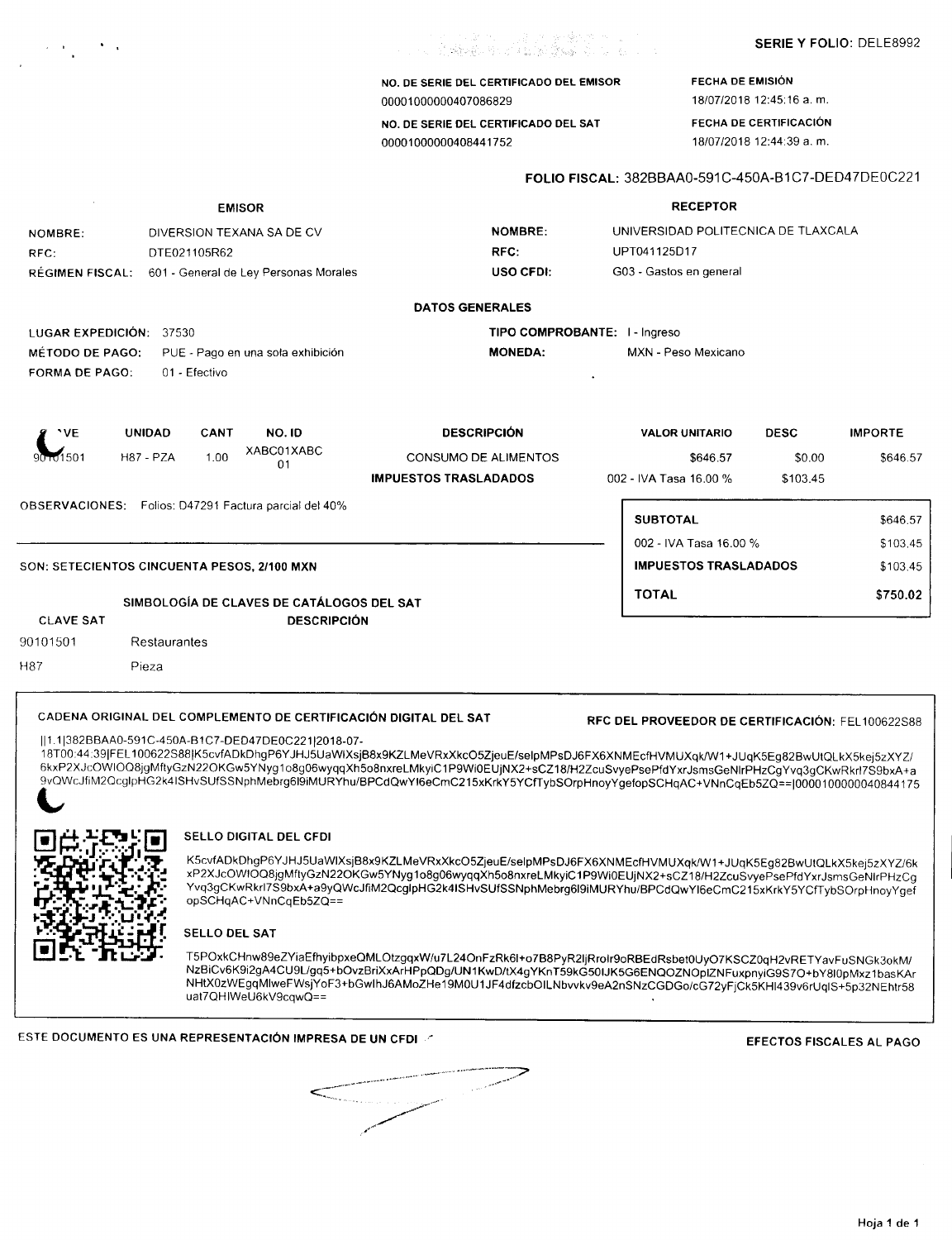**SERIE Y FOLIO:** DELE8992

| | |
|---|---|
| **NO. DE SERIE DEL CERTIFICADO DEL EMISOR** | **FECHA DE EMISIÓN** |
| 00001000000407086829 | 18/07/2018 12:45:16 a. m. |
| **NO. DE SERIE DEL CERTIFICADO DEL SAT** | **FECHA DE CERTIFICACIÓN** |
| 00001000000408441752 | 18/07/2018 12:44:39 a. m. |

**FOLIO FISCAL:** 382BBAA0-591C-450A-B1C7-DED47DE0C221

| **EMISOR** | | **RECEPTOR** | |
|---|---|---|---|
| **NOMBRE:** | DIVERSION TEXANA SA DE CV | **NOMBRE:** | UNIVERSIDAD POLITECNICA DE TLAXCALA |
| **RFC:** | DTE021105R62 | **RFC:** | UPT041125D17 |
| **RÉGIMEN FISCAL:** | 601 - General de Ley Personas Morales | **USO CFDI:** | G03 - Gastos en general |

**DATOS GENERALES**

| | | | |
|---|---|---|---|
| **LUGAR EXPEDICIÓN:** | 37530 | **TIPO COMPROBANTE:** | I - Ingreso |
| **MÉTODO DE PAGO:** | PUE - Pago en una sola exhibición | **MONEDA:** | MXN - Peso Mexicano |
| **FORMA DE PAGO:** | 01 - Efectivo | | |

| CVE | UNIDAD | CANT | NO. ID | DESCRIPCIÓN | VALOR UNITARIO | DESC | IMPORTE |
|---|---|---|---|---|---|---|---|
| 90101501 | H87 - PZA | 1.00 | XABC01XABC01 | CONSUMO DE ALIMENTOS | $646.57 | $0.00 | $646.57 |
| | | | | **IMPUESTOS TRASLADADOS** | 002 - IVA Tasa 16.00 % | $103.45 | |

OBSERVACIONES: Folios: D47291 Factura parcial del 40%

| | |
|---|---|
| **SUBTOTAL** | $646.57 |
| 002 - IVA Tasa 16.00 % | $103.45 |
| **IMPUESTOS TRASLADADOS** | $103.45 |
| **TOTAL** | **$750.02** |

SON: SETECIENTOS CINCUENTA PESOS, 2/100 MXN

**SIMBOLOGÍA DE CLAVES DE CATÁLOGOS DEL SAT**

| CLAVE SAT | DESCRIPCIÓN |
|---|---|
| 90101501 | Restaurantes |
| H87 | Pieza |

**CADENA ORIGINAL DEL COMPLEMENTO DE CERTIFICACIÓN DIGITAL DEL SAT** — **RFC DEL PROVEEDOR DE CERTIFICACIÓN:** FEL100622S88

||1.1|382BBAA0-591C-450A-B1C7-DED47DE0C221|2018-07-18T00:44:39|FEL100622S88|K5cvfADkDhgP6YJHJ5UaWlXsjB8x9KZLMeVRxXkcO5ZjeuE/selpMPsDJ6FX6XNMEcfHVMUXqk/W1+JUqK5Eg82BwUtQLkX5kej5zXYZ/6kxP2XJcOWIOQ8jgMftyGzN22OKGw5YNyg1o8g06wyqqXh5o8nxreLMkyiC1P9Wi0EUjNX2+sCZ18/H2ZcuSvyePsePfdYxrJsmsGeNlrPHzCgYvq3gCKwRkrl7S9bxA+a9vQWcJfiM2QcglpHG2k4lSHvSUfSSNphMebrg6l9iMURYhu/BPCdQwYl6eCmC215xKrkY5YCfTybSOrpHnoyYgefopSCHqAC+VNnCqEb5ZQ==|00001000000408441752||

**SELLO DIGITAL DEL CFDI**

K5cvfADkDhgP6YJHJ5UaWlXsjB8x9KZLMeVRxXkcO5ZjeuE/selpMPsDJ6FX6XNMEcfHVMUXqk/W1+JUqK5Eg82BwUtQLkX5kej5zXYZ/6kxP2XJcOWIOQ8jgMftyGzN22OKGw5YNyg1o8g06wyqqXh5o8nxreLMkyiC1P9Wi0EUjNX2+sCZ18/H2ZcuSvyePsePfdYxrJsmsGeNlrPHzCgYvq3gCKwRkrl7S9bxA+a9yQWcJfiM2QcglpHG2k4lSHvSUfSSNphMebrg6l9iMURYhu/BPCdQwYl6eCmC215xKrkY5YCfTybSOrpHnoyYgefopSCHqAC+VNnCqEb5ZQ==

**SELLO DEL SAT**

T5POxkCHnw89eZYiaEfhyibpxeQMLOtzgqxW/u7L24OnFzRk6l+o7B8PyR2ljRrolr9oRBEdRsbet0UyO7KSCZ0qH2vRETYavFuSNGk3okM/NzBiCv6K9i2gA4CU9L/gq5+bOvzBriXxArHPpQDg/UN1KwD/tX4gYKnT59kG50IJK5G6ENQOZNOplZNFuxpnyiG9S7O+bY8l0pMxz1basKArNHtX0zWEgqMlweFWsjYoF3+bGwlhJ6AMoZHe19M0U1JF4dfzcbOILNbvvkv9eA2nSNzCGDGo/cG72yFjCk5KHl439v6rUqlS+5p32NEhtr58uat7QHIWeU6kV9cqwQ==

**ESTE DOCUMENTO ES UNA REPRESENTACIÓN IMPRESA DE UN CFDI** — **EFECTOS FISCALES AL PAGO**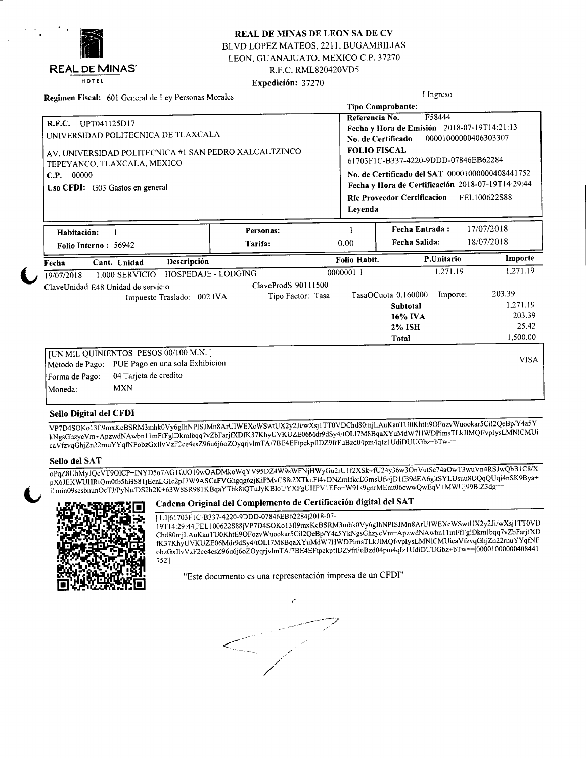REAL DE MINAS
HOTEL

**REAL DE MINAS DE LEON SA DE CV**
BLVD LOPEZ MATEOS, 2211, BUGAMBILIAS
LEON, GUANAJUATO, MEXICO C.P. 37270
R.F.C. RML820420VD5
**Expedición:** 37270

**Regimen Fiscal:** 601 General de Ley Personas Morales

I Ingreso
**Tipo Comprobante:**

**R.F.C.** UPT041125D17
UNIVERSIDAD POLITECNICA DE TLAXCALA
AV. UNIVERSIDAD POLITECNICA #1 SAN PEDRO XALCALTZINCO
TEPEYANCO, TLAXCALA, MEXICO
**C.P.** 00000
**Uso CFDI:** G03 Gastos en general

**Referencia No.** F58444
**Fecha y Hora de Emisión** 2018-07-19T14:21:13
**No. de Certificado** 00001000000406303307
**FOLIO FISCAL**
61703F1C-B337-4220-9DDD-07846EB62284
**No. de Certificado del SAT** 00001000000408441752
**Fecha y Hora de Certificación** 2018-07-19T14:29:44
**Rfc Proveedor Certificacion** FEL100622S88
**Leyenda**

| | | | | | |
|---|---|---|---|---|---|
| **Habitación:** | 1 | **Personas:** | 1 | **Fecha Entrada :** | 17/07/2018 |
| **Folio Interno :** | 56942 | **Tarifa:** | 0.00 | **Fecha Salida:** | 18/07/2018 |

| Fecha | Cant. Unidad | Descripción | Folio Habit. | P.Unitario | Importe |
|---|---|---|---|---|---|
| 19/07/2018 | 1.000 SERVICIO | HOSPEDAJE - LODGING | 0000001 1 | 1,271.19 | 1,271.19 |

ClaveUnidad E48 Unidad de servicio — ClaveProdS 90111500
Impuesto Traslado: 002 IVA — Tipo Factor: Tasa — TasaOCuota: 0.160000 — Importe: 203.39

| | |
|---|---|
| **Subtotal** | 1,271.19 |
| **16% IVA** | 203.39 |
| **2% ISH** | 25.42 |
| **Total** | 1,500.00 |

[UN MIL QUINIENTOS PESOS 00/100 M.N. ]
Método de Pago: PUE Pago en una sola Exhibicion
Forma de Pago: 04 Tarjeta de credito
Moneda: MXN

VISA

**Sello Digital del CFDI**

VP7D4SOKo13fl9mxKcBSRM3mhk0Vy6glhNPISJMn8ArUlWEXcWSwtUX2y2Ji/wXsj1TT0VDChd80mjLAuKauTU0KhtE9OFozvWuookar5Cil2QeBp/Y4a5YkNgsGhzycVm+ApzwdNAwbn11mFfFglDkmlbqq7vZbFarjfXDfK37KhyUVKUZE06Mdr9dSy4/tOLl7M8BqaXYuMdW7HWDPimsTLkJlMQf/vpIysLMNlCMUicaVfzvqGhjZn22muYYqfNFobzGxIlvVzF2ce4esZ96u6j6oZOyqrjvlmTA/7BE4EFtpekpflDZ9frFuBzd04pm4qIz1UdiDUUGbz+bTw==

**Sello del SAT**

oPqZ8UhMyJQcVT9OlCP+INYD5o7AG1OJO10wOADMkoWqYV95DZ4W9sWFNjHWyGu2rU1f2XSk+fU24y36w3OnVutSc74aOwT3wuVn4RSJwQbB1C8/XpX6JEKWUHRtQm0fb5hHS81jEcnLGlc2pJ7W9ASCaFVGhgqg6zjKiFMvCS8t2XTkuFl4vDNZmlfkcD3msUfv/jD1fB9dEA6gltSYLUsuu8UQqQUqi4nSK9Bya+i1min09scsbnunOcTJ/PyNu/DS2h2K+63W8SR981KBqaYThk8tQTuJyKBIoUYXFgUHEV1EFo+W91s9gnrMEmt06cwwQwEqV+MWUj99BiZ3dg==

**Cadena Original del Complemento de Certificación digital del SAT**

||1.1|61703F1C-B337-4220-9DDD-07846EB62284|2018-07-19T14:29:44|FEL100622S88|VP7D4SOKo13fl9mxKcBSRM3mhk0Vy6glhNPISJMn8ArUlWEXcWSwtUX2y2Ji/wXsj1TT0VDChd80mjLAuKauTU0KhtE9OFozvWuookar5Cil2QeBp/Y4a5YkNgsGhzycVm+ApzwdNAwbn11mFfFglDkmlbqq7vZbFarjfXDfK37KhyUVKUZE06Mdr9dSy4/tOLl7M8BqaXYuMdW7HWDPimsTLkJlMQf/vpIysLMNlCMUicaVfzvqGhjZn22muYYqfNFobzGxIlvVzF2ce4esZ96u6j6oZOyqrjvlmTA/7BE4EFtpekpflDZ9frFuBzd04pm4qIz1UdiDUUGbz+bTw==|00001000000408441752||

"Este documento es una representación impresa de un CFDI"